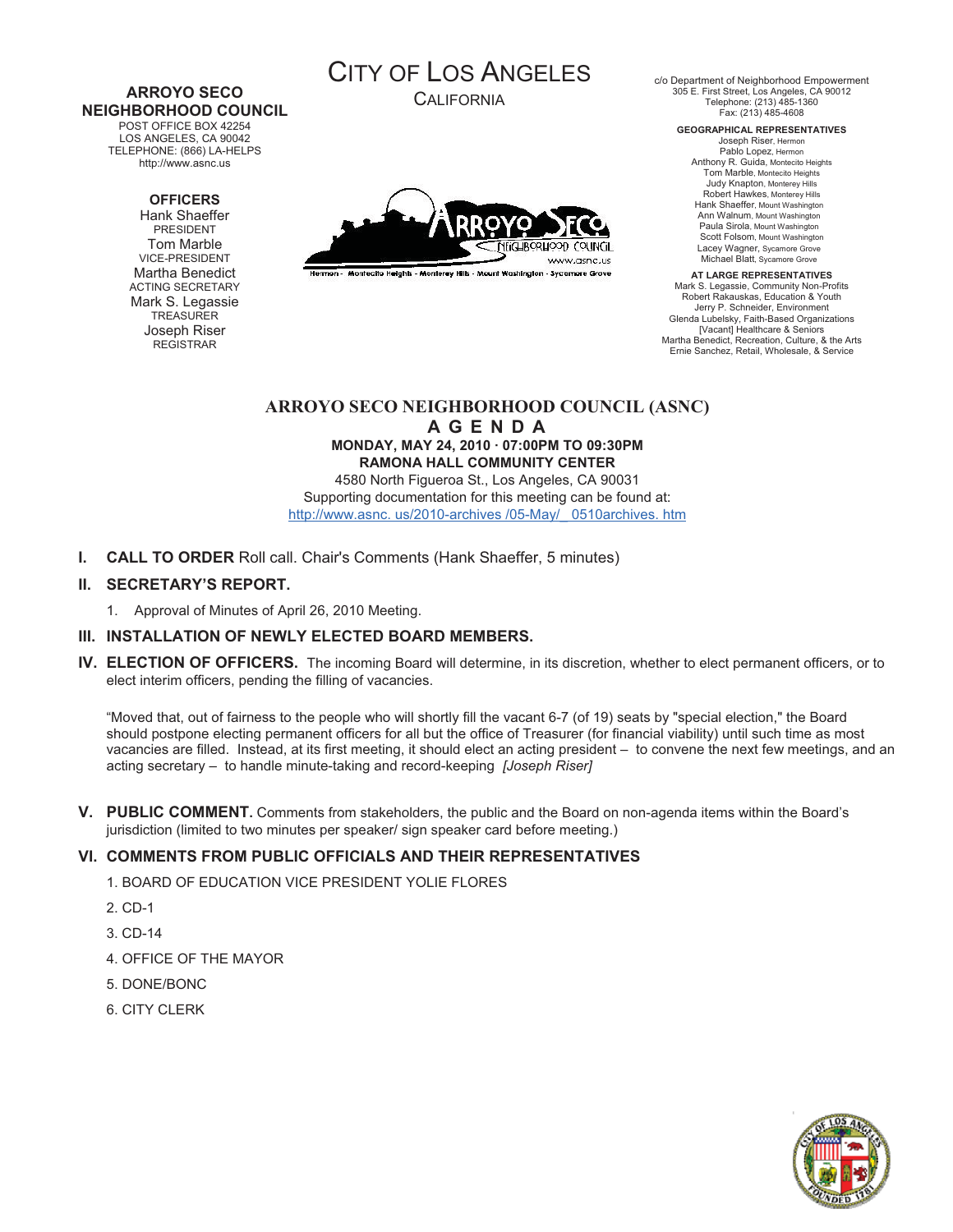**ARROYO SECO NEIGHBORHOOD COUNCIL**
POST OFFICE BOX 42254
LOS ANGELES, CA 90042
TELEPHONE: (866) LA-HELPS
http://www.asnc.us

**OFFICERS**
Hank Shaeffer
PRESIDENT
Tom Marble
VICE-PRESIDENT
Martha Benedict
ACTING SECRETARY
Mark S. Legassie
TREASURER
Joseph Riser
REGISTRAR

# CITY OF LOS ANGELES
CALIFORNIA

c/o Department of Neighborhood Empowerment
305 E. First Street, Los Angeles, CA 90012
Telephone: (213) 485-1360
Fax: (213) 485-4608

**GEOGRAPHICAL REPRESENTATIVES**
Joseph Riser, Hermon
Pablo Lopez, Hermon
Anthony R. Guida, Montecito Heights
Tom Marble, Montecito Heights
Judy Knapton, Monterey Hills
Robert Hawkes, Monterey Hills
Hank Shaeffer, Mount Washington
Ann Walnum, Mount Washington
Paula Sirola, Mount Washington
Scott Folsom, Mount Washington
Lacey Wagner, Sycamore Grove
Michael Blatt, Sycamore Grove

**AT LARGE REPRESENTATIVES**
Mark S. Legassie, Community Non-Profits
Robert Rakauskas, Education & Youth
Jerry P. Schneider, Environment
Glenda Lubelsky, Faith-Based Organizations
[Vacant] Healthcare & Seniors
Martha Benedict, Recreation, Culture, & the Arts
Ernie Sanchez, Retail, Wholesale, & Service

## ARROYO SECO NEIGHBORHOOD COUNCIL (ASNC)
## A G E N D A
**MONDAY, MAY 24, 2010 · 07:00PM TO 09:30PM**
**RAMONA HALL COMMUNITY CENTER**
4580 North Figueroa St., Los Angeles, CA 90031
Supporting documentation for this meeting can be found at:
http://www.asnc. us/2010-archives /05-May/ _0510archives. htm

**I. CALL TO ORDER** Roll call. Chair's Comments (Hank Shaeffer, 5 minutes)

**II. SECRETARY'S REPORT.**

1. Approval of Minutes of April 26, 2010 Meeting.

**III. INSTALLATION OF NEWLY ELECTED BOARD MEMBERS.**

**IV. ELECTION OF OFFICERS.** The incoming Board will determine, in its discretion, whether to elect permanent officers, or to elect interim officers, pending the filling of vacancies.

"Moved that, out of fairness to the people who will shortly fill the vacant 6-7 (of 19) seats by "special election," the Board should postpone electing permanent officers for all but the office of Treasurer (for financial viability) until such time as most vacancies are filled. Instead, at its first meeting, it should elect an acting president – to convene the next few meetings, and an acting secretary – to handle minute-taking and record-keeping *[Joseph Riser]*

**V. PUBLIC COMMENT.** Comments from stakeholders, the public and the Board on non-agenda items within the Board's jurisdiction (limited to two minutes per speaker/ sign speaker card before meeting.)

**VI. COMMENTS FROM PUBLIC OFFICIALS AND THEIR REPRESENTATIVES**

1. BOARD OF EDUCATION VICE PRESIDENT YOLIE FLORES
2. CD-1
3. CD-14
4. OFFICE OF THE MAYOR
5. DONE/BONC
6. CITY CLERK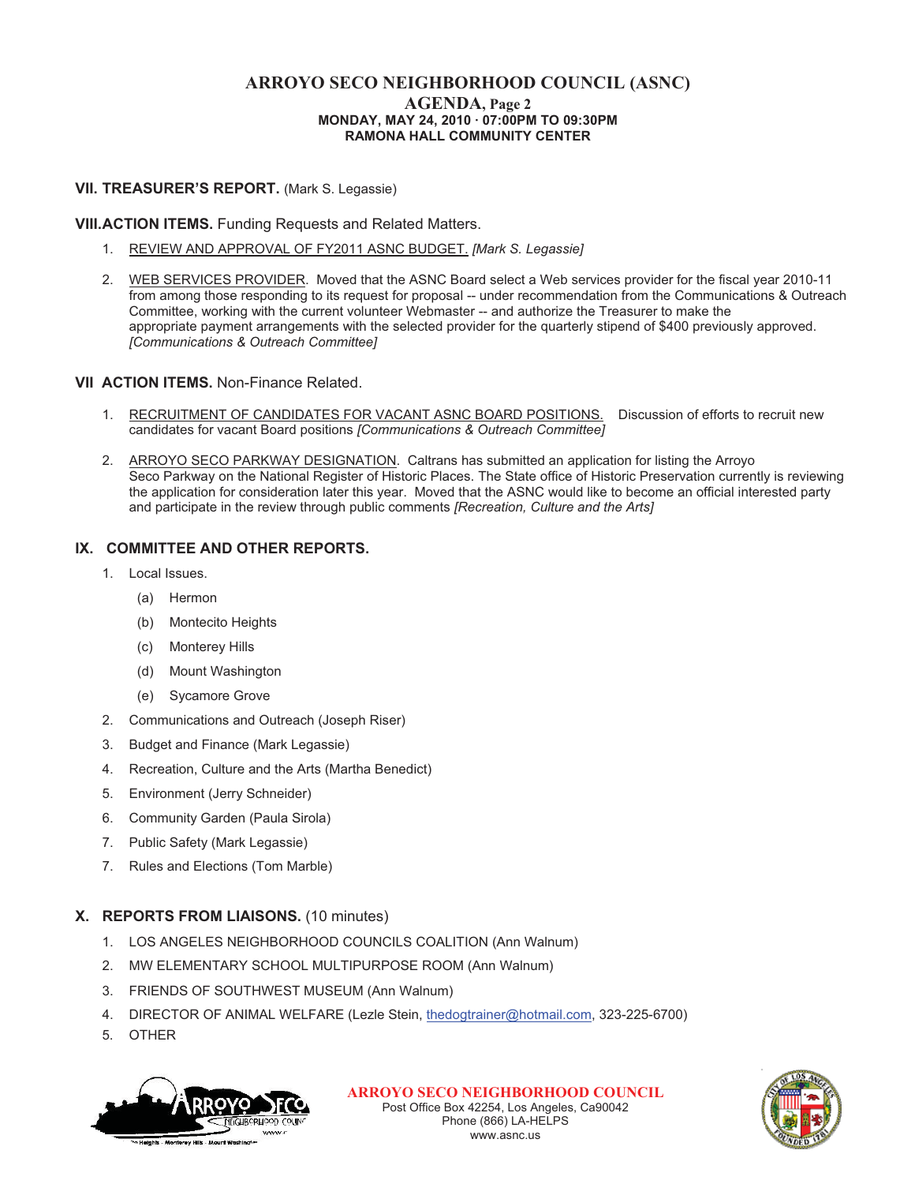# ARROYO SECO NEIGHBORHOOD COUNCIL (ASNC)

## AGENDA, Page 2

**MONDAY, MAY 24, 2010 · 07:00PM TO 09:30PM**
**RAMONA HALL COMMUNITY CENTER**

**VII. TREASURER'S REPORT.** (Mark S. Legassie)

**VIII.ACTION ITEMS.** Funding Requests and Related Matters.

1. REVIEW AND APPROVAL OF FY2011 ASNC BUDGET. *[Mark S. Legassie]*

2. WEB SERVICES PROVIDER. Moved that the ASNC Board select a Web services provider for the fiscal year 2010-11 from among those responding to its request for proposal -- under recommendation from the Communications & Outreach Committee, working with the current volunteer Webmaster -- and authorize the Treasurer to make the appropriate payment arrangements with the selected provider for the quarterly stipend of $400 previously approved. *[Communications & Outreach Committee]*

**VII ACTION ITEMS.** Non-Finance Related.

1. RECRUITMENT OF CANDIDATES FOR VACANT ASNC BOARD POSITIONS. Discussion of efforts to recruit new candidates for vacant Board positions *[Communications & Outreach Committee]*

2. ARROYO SECO PARKWAY DESIGNATION. Caltrans has submitted an application for listing the Arroyo Seco Parkway on the National Register of Historic Places. The State office of Historic Preservation currently is reviewing the application for consideration later this year. Moved that the ASNC would like to become an official interested party and participate in the review through public comments *[Recreation, Culture and the Arts]*

**IX. COMMITTEE AND OTHER REPORTS.**

1. Local Issues.
   (a) Hermon
   (b) Montecito Heights
   (c) Monterey Hills
   (d) Mount Washington
   (e) Sycamore Grove
2. Communications and Outreach (Joseph Riser)
3. Budget and Finance (Mark Legassie)
4. Recreation, Culture and the Arts (Martha Benedict)
5. Environment (Jerry Schneider)
6. Community Garden (Paula Sirola)
7. Public Safety (Mark Legassie)
7. Rules and Elections (Tom Marble)

**X. REPORTS FROM LIAISONS.** (10 minutes)

1. LOS ANGELES NEIGHBORHOOD COUNCILS COALITION (Ann Walnum)
2. MW ELEMENTARY SCHOOL MULTIPURPOSE ROOM (Ann Walnum)
3. FRIENDS OF SOUTHWEST MUSEUM (Ann Walnum)
4. DIRECTOR OF ANIMAL WELFARE (Lezle Stein, thedogtrainer@hotmail.com, 323-225-6700)
5. OTHER

**ARROYO SECO NEIGHBORHOOD COUNCIL**
Post Office Box 42254, Los Angeles, Ca90042
Phone (866) LA-HELPS
www.asnc.us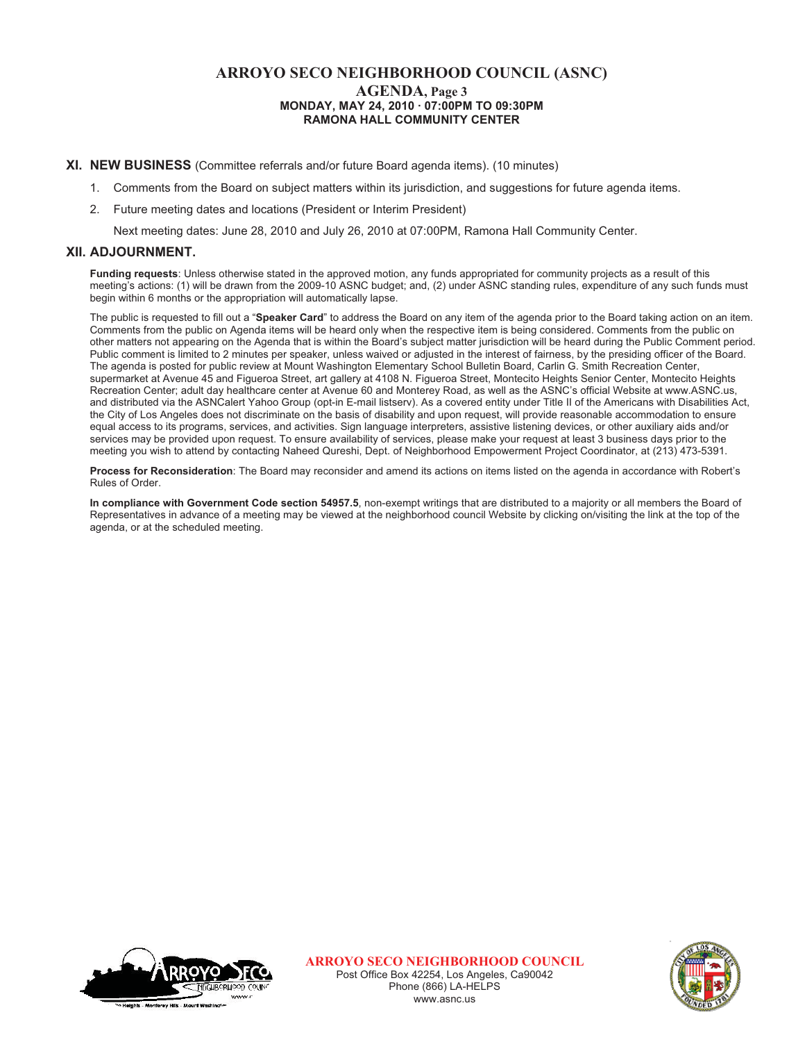# ARROYO SECO NEIGHBORHOOD COUNCIL (ASNC)

## AGENDA, Page 3

**MONDAY, MAY 24, 2010 · 07:00PM TO 09:30PM**
**RAMONA HALL COMMUNITY CENTER**

### XI. NEW BUSINESS (Committee referrals and/or future Board agenda items). (10 minutes)

1. Comments from the Board on subject matters within its jurisdiction, and suggestions for future agenda items.
2. Future meeting dates and locations (President or Interim President)

   Next meeting dates: June 28, 2010 and July 26, 2010 at 07:00PM, Ramona Hall Community Center.

### XII. ADJOURNMENT.

**Funding requests**: Unless otherwise stated in the approved motion, any funds appropriated for community projects as a result of this meeting's actions: (1) will be drawn from the 2009-10 ASNC budget; and, (2) under ASNC standing rules, expenditure of any such funds must begin within 6 months or the appropriation will automatically lapse.

The public is requested to fill out a "**Speaker Card**" to address the Board on any item of the agenda prior to the Board taking action on an item. Comments from the public on Agenda items will be heard only when the respective item is being considered. Comments from the public on other matters not appearing on the Agenda that is within the Board's subject matter jurisdiction will be heard during the Public Comment period. Public comment is limited to 2 minutes per speaker, unless waived or adjusted in the interest of fairness, by the presiding officer of the Board. The agenda is posted for public review at Mount Washington Elementary School Bulletin Board, Carlin G. Smith Recreation Center, supermarket at Avenue 45 and Figueroa Street, art gallery at 4108 N. Figueroa Street, Montecito Heights Senior Center, Montecito Heights Recreation Center; adult day healthcare center at Avenue 60 and Monterey Road, as well as the ASNC's official Website at www.ASNC.us, and distributed via the ASNCalert Yahoo Group (opt-in E-mail listserv). As a covered entity under Title II of the Americans with Disabilities Act, the City of Los Angeles does not discriminate on the basis of disability and upon request, will provide reasonable accommodation to ensure equal access to its programs, services, and activities. Sign language interpreters, assistive listening devices, or other auxiliary aids and/or services may be provided upon request. To ensure availability of services, please make your request at least 3 business days prior to the meeting you wish to attend by contacting Naheed Qureshi, Dept. of Neighborhood Empowerment Project Coordinator, at (213) 473-5391.

**Process for Reconsideration**: The Board may reconsider and amend its actions on items listed on the agenda in accordance with Robert's Rules of Order.

**In compliance with Government Code section 54957.5**, non-exempt writings that are distributed to a majority or all members the Board of Representatives in advance of a meeting may be viewed at the neighborhood council Website by clicking on/visiting the link at the top of the agenda, or at the scheduled meeting.

**ARROYO SECO NEIGHBORHOOD COUNCIL**
Post Office Box 42254, Los Angeles, Ca90042
Phone (866) LA-HELPS
www.asnc.us